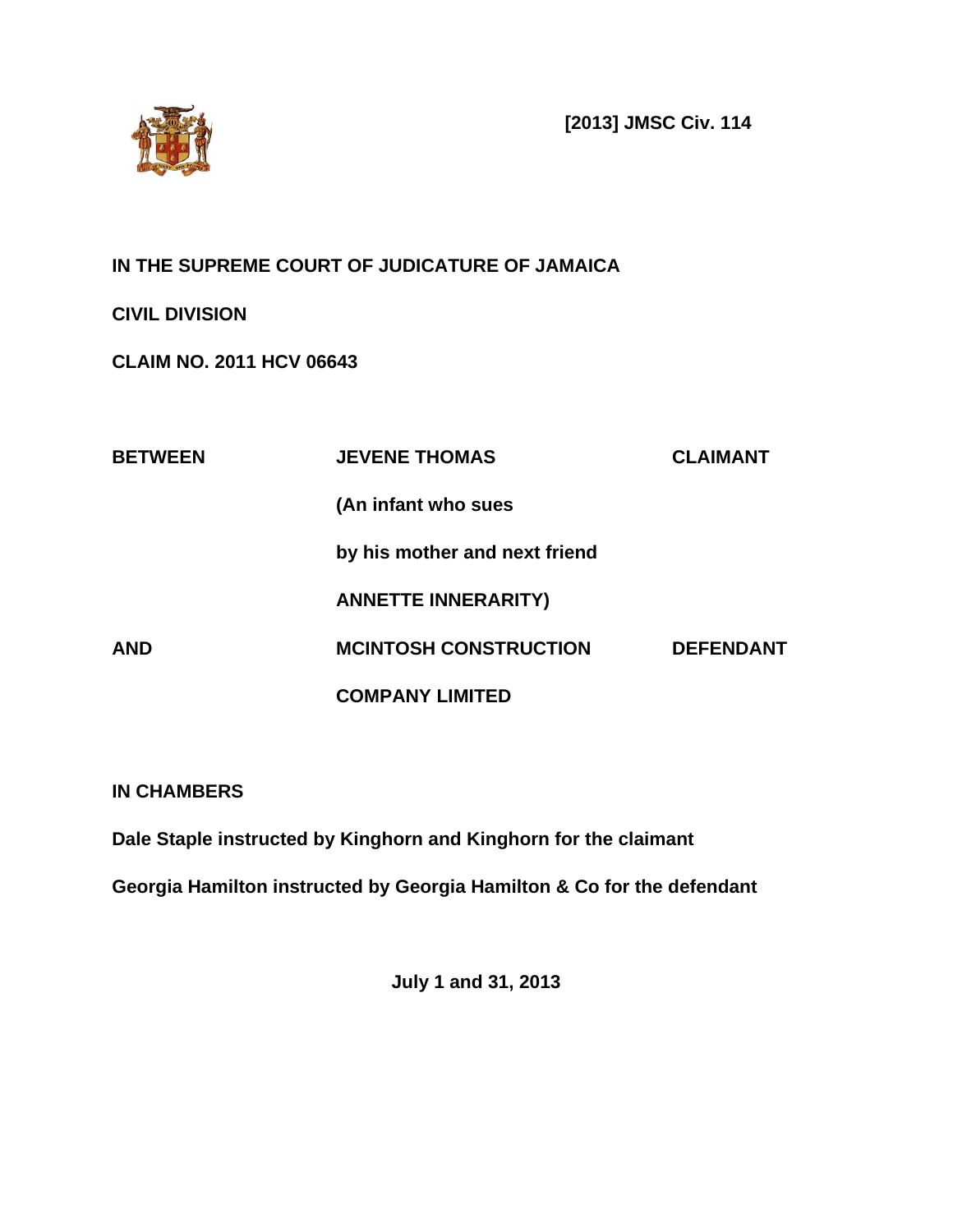**[2013] JMSC Civ. 114**

**IN THE SUPREME COURT OF JUDICATURE OF JAMAICA**

**CIVIL DIVISION**

**CLAIM NO. 2011 HCV 06643**

| | | |
|---|---|---|
| **BETWEEN** | **JEVENE THOMAS** | **CLAIMANT** |
| | **(An infant who sues** | |
| | **by his mother and next friend** | |
| | **ANNETTE INNERARITY)** | |
| **AND** | **MCINTOSH CONSTRUCTION** | **DEFENDANT** |
| | **COMPANY LIMITED** | |

**IN CHAMBERS**

**Dale Staple instructed by Kinghorn and Kinghorn for the claimant**

**Georgia Hamilton instructed by Georgia Hamilton & Co for the defendant**

**July 1 and 31, 2013**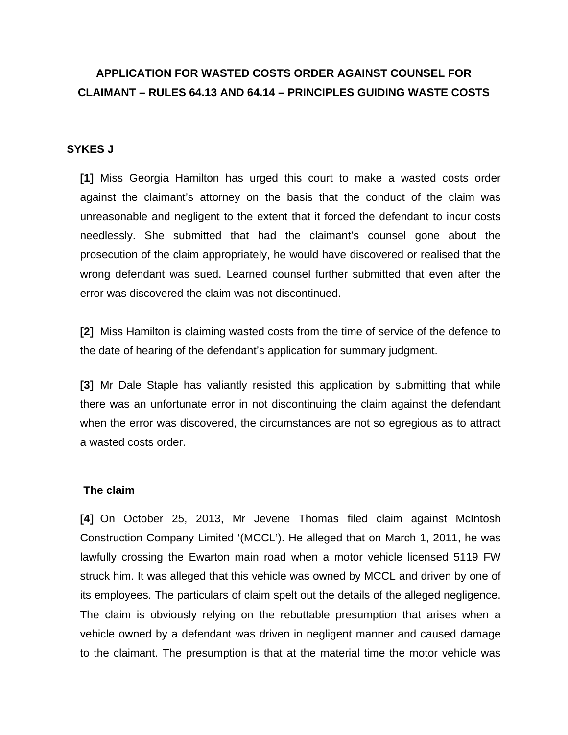**APPLICATION FOR WASTED COSTS ORDER AGAINST COUNSEL FOR CLAIMANT – RULES 64.13 AND 64.14 – PRINCIPLES GUIDING WASTE COSTS**

**SYKES J**

**[1]** Miss Georgia Hamilton has urged this court to make a wasted costs order against the claimant's attorney on the basis that the conduct of the claim was unreasonable and negligent to the extent that it forced the defendant to incur costs needlessly. She submitted that had the claimant's counsel gone about the prosecution of the claim appropriately, he would have discovered or realised that the wrong defendant was sued. Learned counsel further submitted that even after the error was discovered the claim was not discontinued.

**[2]** Miss Hamilton is claiming wasted costs from the time of service of the defence to the date of hearing of the defendant's application for summary judgment.

**[3]** Mr Dale Staple has valiantly resisted this application by submitting that while there was an unfortunate error in not discontinuing the claim against the defendant when the error was discovered, the circumstances are not so egregious as to attract a wasted costs order.

**The claim**

**[4]** On October 25, 2013, Mr Jevene Thomas filed claim against McIntosh Construction Company Limited '(MCCL'). He alleged that on March 1, 2011, he was lawfully crossing the Ewarton main road when a motor vehicle licensed 5119 FW struck him. It was alleged that this vehicle was owned by MCCL and driven by one of its employees. The particulars of claim spelt out the details of the alleged negligence. The claim is obviously relying on the rebuttable presumption that arises when a vehicle owned by a defendant was driven in negligent manner and caused damage to the claimant. The presumption is that at the material time the motor vehicle was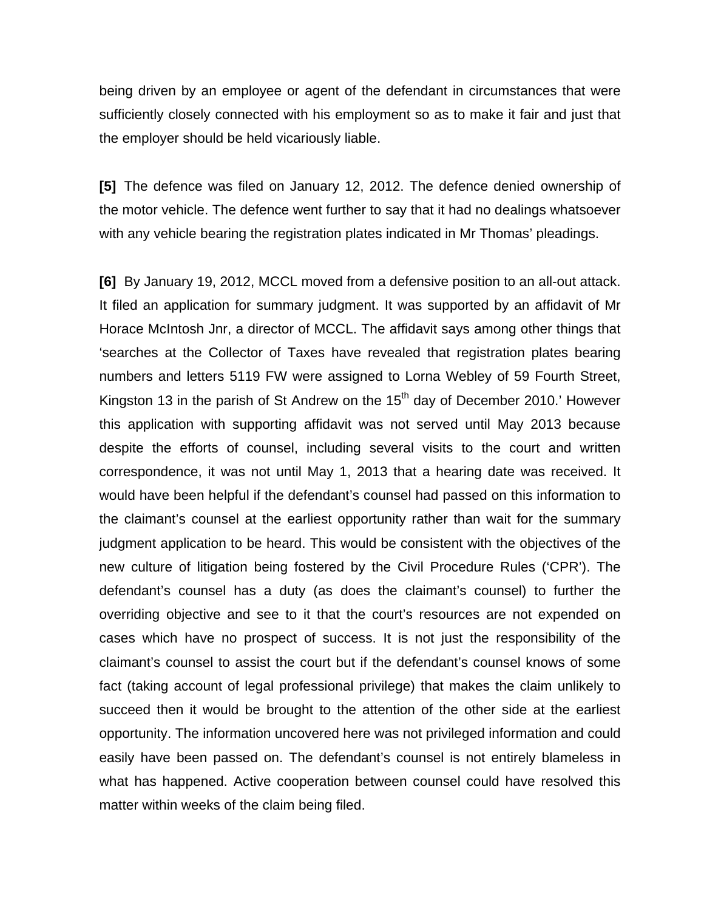being driven by an employee or agent of the defendant in circumstances that were sufficiently closely connected with his employment so as to make it fair and just that the employer should be held vicariously liable.

**[5]** The defence was filed on January 12, 2012. The defence denied ownership of the motor vehicle. The defence went further to say that it had no dealings whatsoever with any vehicle bearing the registration plates indicated in Mr Thomas' pleadings.

**[6]** By January 19, 2012, MCCL moved from a defensive position to an all-out attack. It filed an application for summary judgment. It was supported by an affidavit of Mr Horace McIntosh Jnr, a director of MCCL. The affidavit says among other things that 'searches at the Collector of Taxes have revealed that registration plates bearing numbers and letters 5119 FW were assigned to Lorna Webley of 59 Fourth Street, Kingston 13 in the parish of St Andrew on the 15th day of December 2010.' However this application with supporting affidavit was not served until May 2013 because despite the efforts of counsel, including several visits to the court and written correspondence, it was not until May 1, 2013 that a hearing date was received. It would have been helpful if the defendant's counsel had passed on this information to the claimant's counsel at the earliest opportunity rather than wait for the summary judgment application to be heard. This would be consistent with the objectives of the new culture of litigation being fostered by the Civil Procedure Rules ('CPR'). The defendant's counsel has a duty (as does the claimant's counsel) to further the overriding objective and see to it that the court's resources are not expended on cases which have no prospect of success. It is not just the responsibility of the claimant's counsel to assist the court but if the defendant's counsel knows of some fact (taking account of legal professional privilege) that makes the claim unlikely to succeed then it would be brought to the attention of the other side at the earliest opportunity. The information uncovered here was not privileged information and could easily have been passed on. The defendant's counsel is not entirely blameless in what has happened. Active cooperation between counsel could have resolved this matter within weeks of the claim being filed.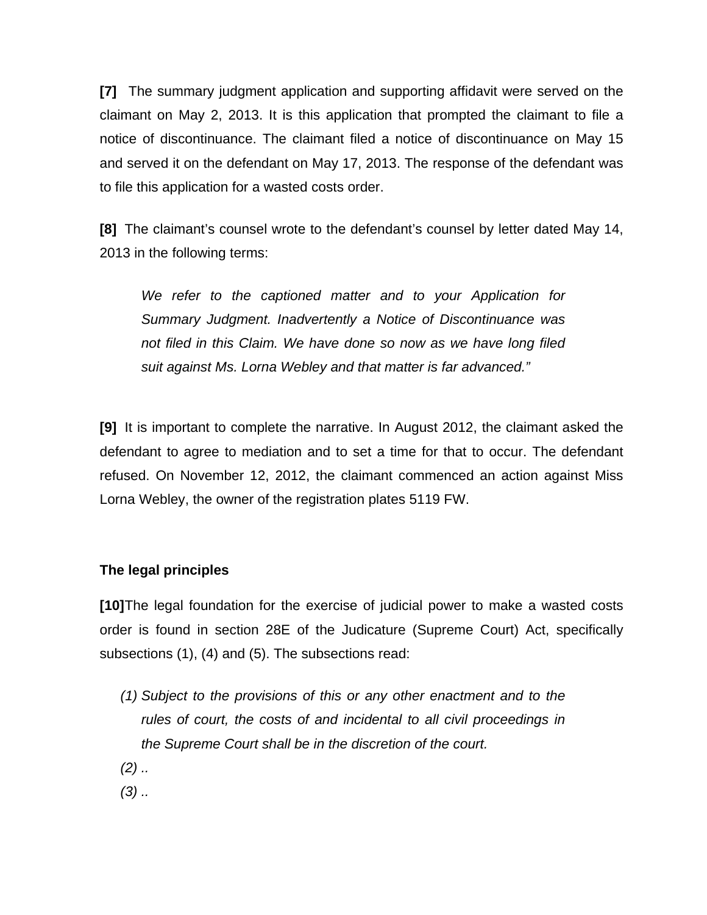**[7]** The summary judgment application and supporting affidavit were served on the claimant on May 2, 2013. It is this application that prompted the claimant to file a notice of discontinuance. The claimant filed a notice of discontinuance on May 15 and served it on the defendant on May 17, 2013. The response of the defendant was to file this application for a wasted costs order.

**[8]** The claimant's counsel wrote to the defendant's counsel by letter dated May 14, 2013 in the following terms:

> *We refer to the captioned matter and to your Application for Summary Judgment. Inadvertently a Notice of Discontinuance was not filed in this Claim. We have done so now as we have long filed suit against Ms. Lorna Webley and that matter is far advanced."*

**[9]** It is important to complete the narrative. In August 2012, the claimant asked the defendant to agree to mediation and to set a time for that to occur. The defendant refused. On November 12, 2012, the claimant commenced an action against Miss Lorna Webley, the owner of the registration plates 5119 FW.

**The legal principles**

**[10]**The legal foundation for the exercise of judicial power to make a wasted costs order is found in section 28E of the Judicature (Supreme Court) Act, specifically subsections (1), (4) and (5). The subsections read:

> *(1) Subject to the provisions of this or any other enactment and to the rules of court, the costs of and incidental to all civil proceedings in the Supreme Court shall be in the discretion of the court.*
>
> *(2) ..*
>
> *(3) ..*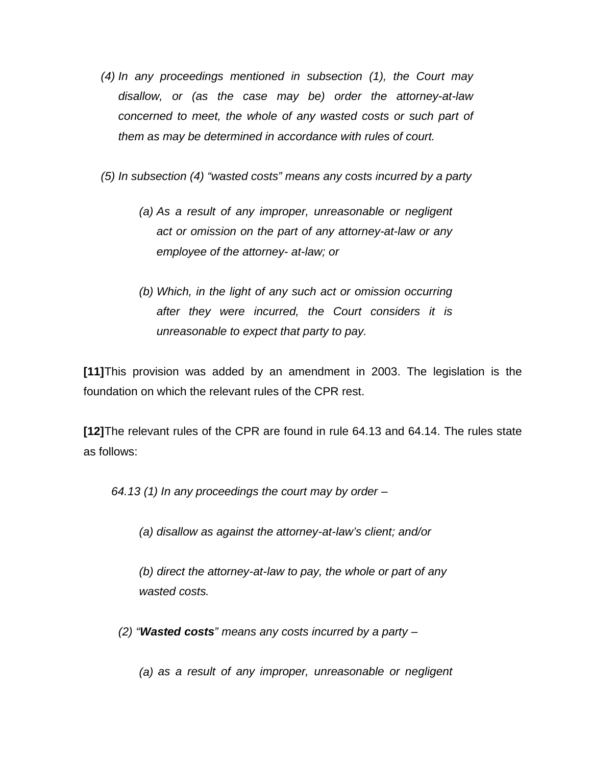*(4) In any proceedings mentioned in subsection (1), the Court may disallow, or (as the case may be) order the attorney-at-law concerned to meet, the whole of any wasted costs or such part of them as may be determined in accordance with rules of court.*

*(5) In subsection (4) "wasted costs" means any costs incurred by a party*

> *(a) As a result of any improper, unreasonable or negligent act or omission on the part of any attorney-at-law or any employee of the attorney- at-law; or*
>
> *(b) Which, in the light of any such act or omission occurring after they were incurred, the Court considers it is unreasonable to expect that party to pay.*

**[11]** This provision was added by an amendment in 2003. The legislation is the foundation on which the relevant rules of the CPR rest.

**[12]** The relevant rules of the CPR are found in rule 64.13 and 64.14. The rules state as follows:

*64.13 (1) In any proceedings the court may by order –*

> *(a) disallow as against the attorney-at-law's client; and/or*
>
> *(b) direct the attorney-at-law to pay, the whole or part of any wasted costs.*

*(2) "**Wasted costs**" means any costs incurred by a party –*

> *(a) as a result of any improper, unreasonable or negligent*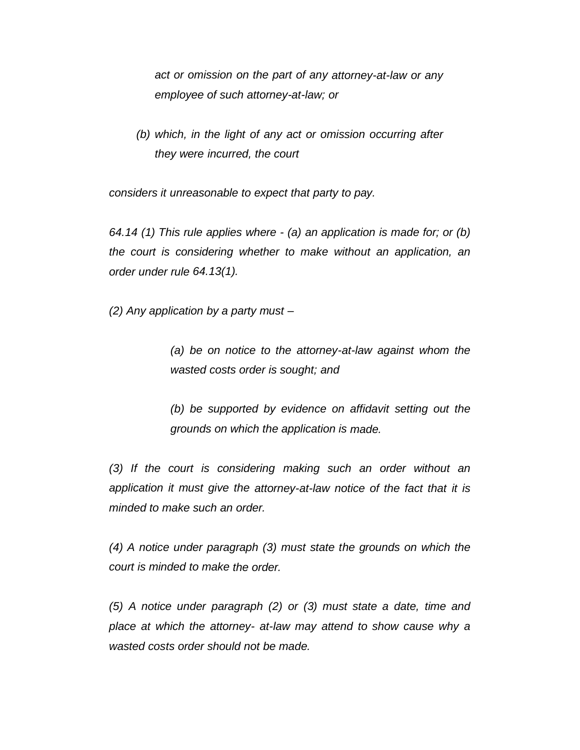*act or omission on the part of any attorney-at-law or any employee of such attorney-at-law; or*

*(b) which, in the light of any act or omission occurring after they were incurred, the court*

*considers it unreasonable to expect that party to pay.*

*64.14 (1) This rule applies where - (a) an application is made for; or (b) the court is considering whether to make without an application, an order under rule 64.13(1).*

*(2) Any application by a party must –*

*(a) be on notice to the attorney-at-law against whom the wasted costs order is sought; and*

*(b) be supported by evidence on affidavit setting out the grounds on which the application is made.*

*(3) If the court is considering making such an order without an application it must give the attorney-at-law notice of the fact that it is minded to make such an order.*

*(4) A notice under paragraph (3) must state the grounds on which the court is minded to make the order.*

*(5) A notice under paragraph (2) or (3) must state a date, time and place at which the attorney- at-law may attend to show cause why a wasted costs order should not be made.*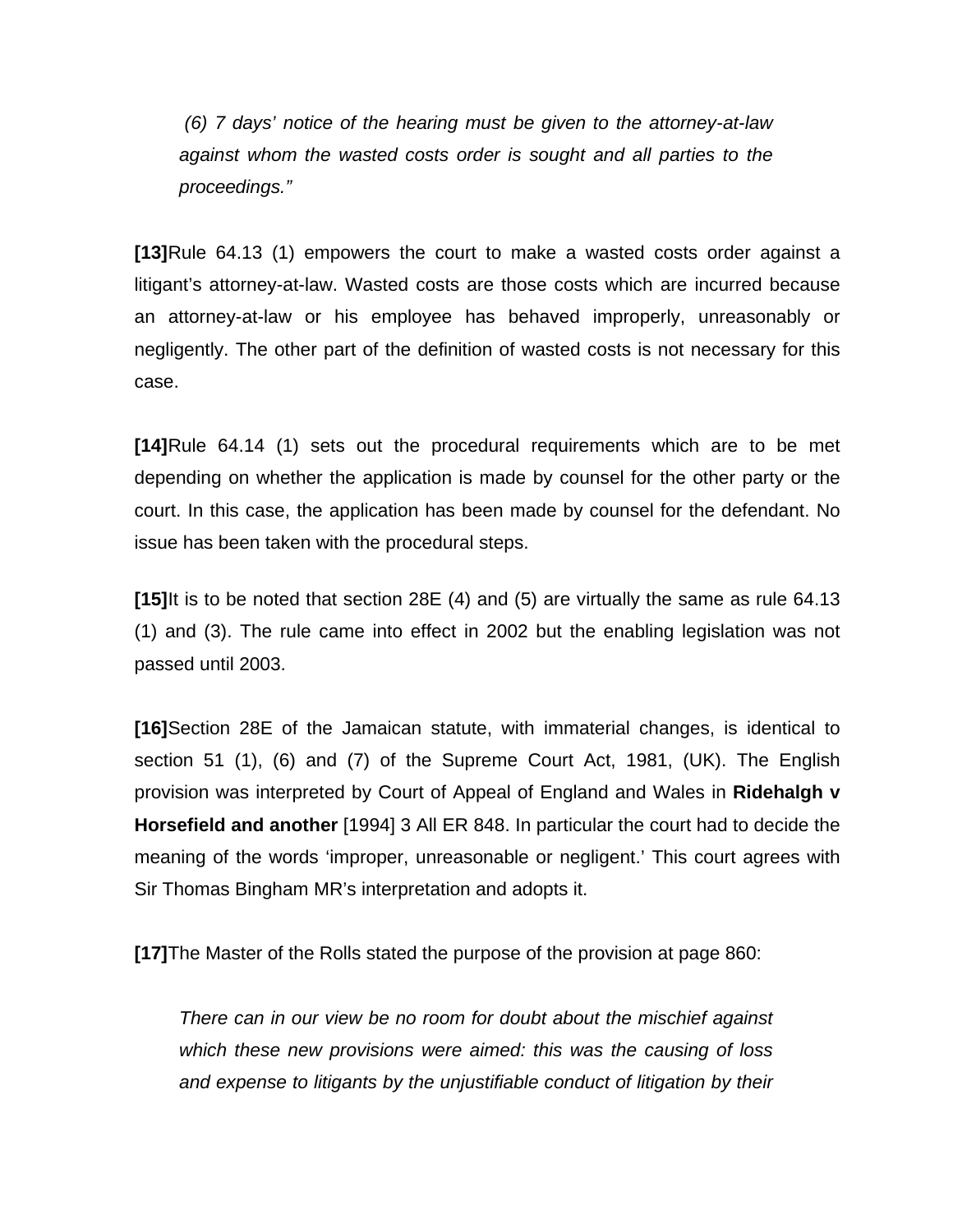> *(6) 7 days' notice of the hearing must be given to the attorney-at-law against whom the wasted costs order is sought and all parties to the proceedings."*

**[13]** Rule 64.13 (1) empowers the court to make a wasted costs order against a litigant's attorney-at-law. Wasted costs are those costs which are incurred because an attorney-at-law or his employee has behaved improperly, unreasonably or negligently. The other part of the definition of wasted costs is not necessary for this case.

**[14]** Rule 64.14 (1) sets out the procedural requirements which are to be met depending on whether the application is made by counsel for the other party or the court. In this case, the application has been made by counsel for the defendant. No issue has been taken with the procedural steps.

**[15]** It is to be noted that section 28E (4) and (5) are virtually the same as rule 64.13 (1) and (3). The rule came into effect in 2002 but the enabling legislation was not passed until 2003.

**[16]** Section 28E of the Jamaican statute, with immaterial changes, is identical to section 51 (1), (6) and (7) of the Supreme Court Act, 1981, (UK). The English provision was interpreted by Court of Appeal of England and Wales in **Ridehalgh v Horsefield and another** [1994] 3 All ER 848. In particular the court had to decide the meaning of the words 'improper, unreasonable or negligent.' This court agrees with Sir Thomas Bingham MR's interpretation and adopts it.

**[17]** The Master of the Rolls stated the purpose of the provision at page 860:

> *There can in our view be no room for doubt about the mischief against which these new provisions were aimed: this was the causing of loss and expense to litigants by the unjustifiable conduct of litigation by their*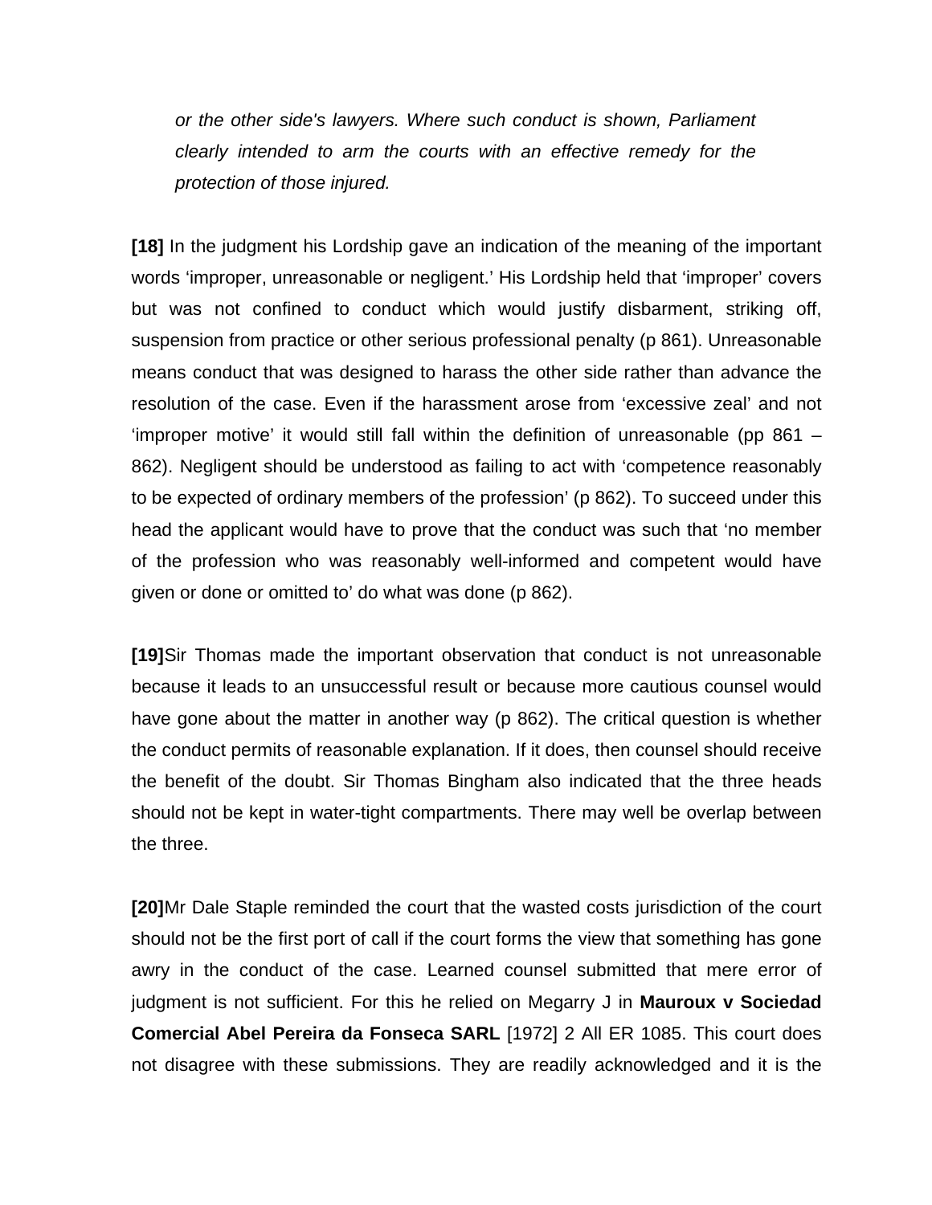*or the other side's lawyers. Where such conduct is shown, Parliament clearly intended to arm the courts with an effective remedy for the protection of those injured.*

**[18]** In the judgment his Lordship gave an indication of the meaning of the important words 'improper, unreasonable or negligent.' His Lordship held that 'improper' covers but was not confined to conduct which would justify disbarment, striking off, suspension from practice or other serious professional penalty (p 861). Unreasonable means conduct that was designed to harass the other side rather than advance the resolution of the case. Even if the harassment arose from 'excessive zeal' and not 'improper motive' it would still fall within the definition of unreasonable (pp 861 – 862). Negligent should be understood as failing to act with 'competence reasonably to be expected of ordinary members of the profession' (p 862). To succeed under this head the applicant would have to prove that the conduct was such that 'no member of the profession who was reasonably well-informed and competent would have given or done or omitted to' do what was done (p 862).

**[19]**Sir Thomas made the important observation that conduct is not unreasonable because it leads to an unsuccessful result or because more cautious counsel would have gone about the matter in another way (p 862). The critical question is whether the conduct permits of reasonable explanation. If it does, then counsel should receive the benefit of the doubt. Sir Thomas Bingham also indicated that the three heads should not be kept in water-tight compartments. There may well be overlap between the three.

**[20]**Mr Dale Staple reminded the court that the wasted costs jurisdiction of the court should not be the first port of call if the court forms the view that something has gone awry in the conduct of the case. Learned counsel submitted that mere error of judgment is not sufficient. For this he relied on Megarry J in **Mauroux v Sociedad Comercial Abel Pereira da Fonseca SARL** [1972] 2 All ER 1085. This court does not disagree with these submissions. They are readily acknowledged and it is the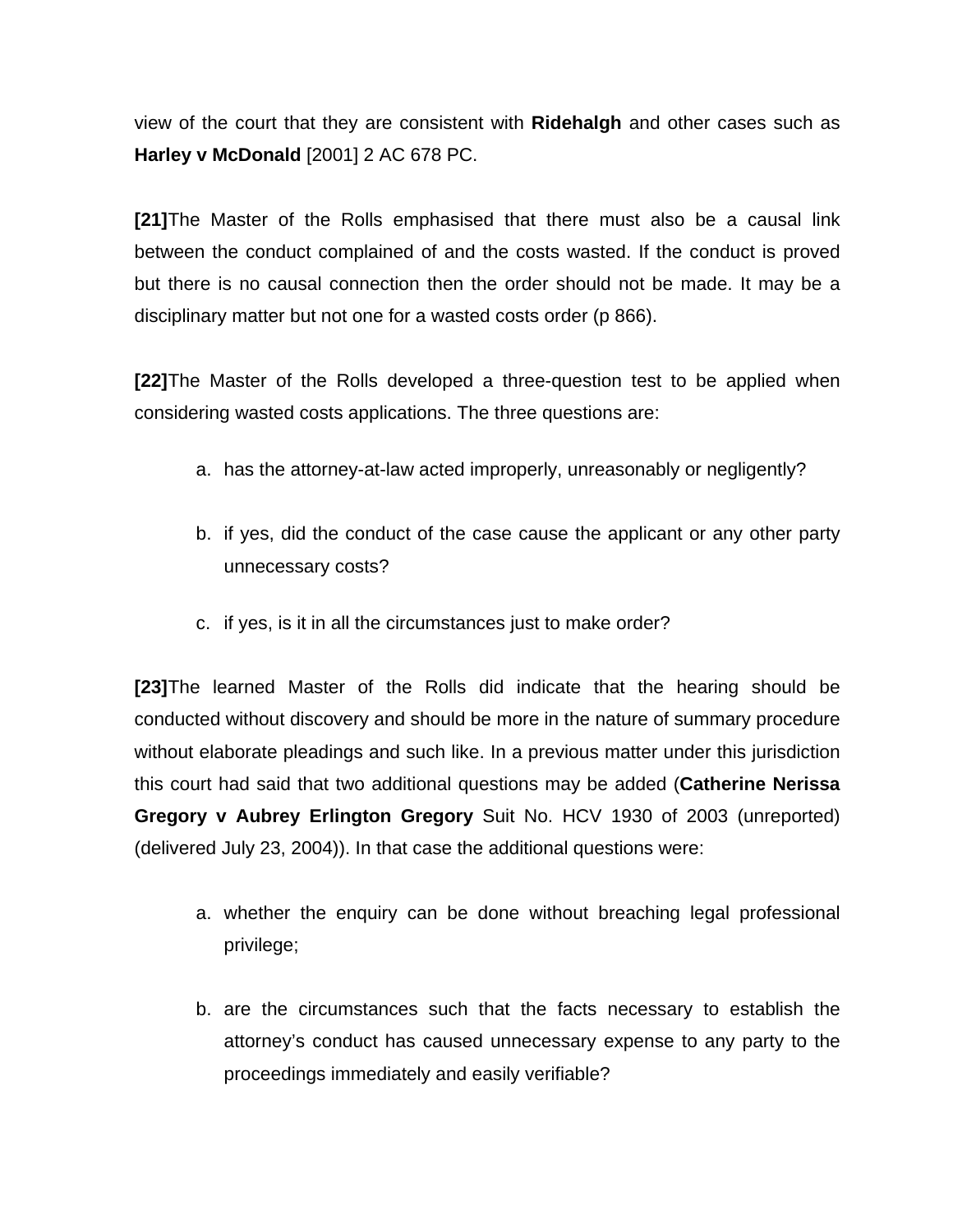view of the court that they are consistent with **Ridehalgh** and other cases such as **Harley v McDonald** [2001] 2 AC 678 PC.

**[21]**The Master of the Rolls emphasised that there must also be a causal link between the conduct complained of and the costs wasted. If the conduct is proved but there is no causal connection then the order should not be made. It may be a disciplinary matter but not one for a wasted costs order (p 866).

**[22]**The Master of the Rolls developed a three-question test to be applied when considering wasted costs applications. The three questions are:

a. has the attorney-at-law acted improperly, unreasonably or negligently?

b. if yes, did the conduct of the case cause the applicant or any other party unnecessary costs?

c. if yes, is it in all the circumstances just to make order?

**[23]**The learned Master of the Rolls did indicate that the hearing should be conducted without discovery and should be more in the nature of summary procedure without elaborate pleadings and such like. In a previous matter under this jurisdiction this court had said that two additional questions may be added (**Catherine Nerissa Gregory v Aubrey Erlington Gregory** Suit No. HCV 1930 of 2003 (unreported) (delivered July 23, 2004)). In that case the additional questions were:

a. whether the enquiry can be done without breaching legal professional privilege;

b. are the circumstances such that the facts necessary to establish the attorney's conduct has caused unnecessary expense to any party to the proceedings immediately and easily verifiable?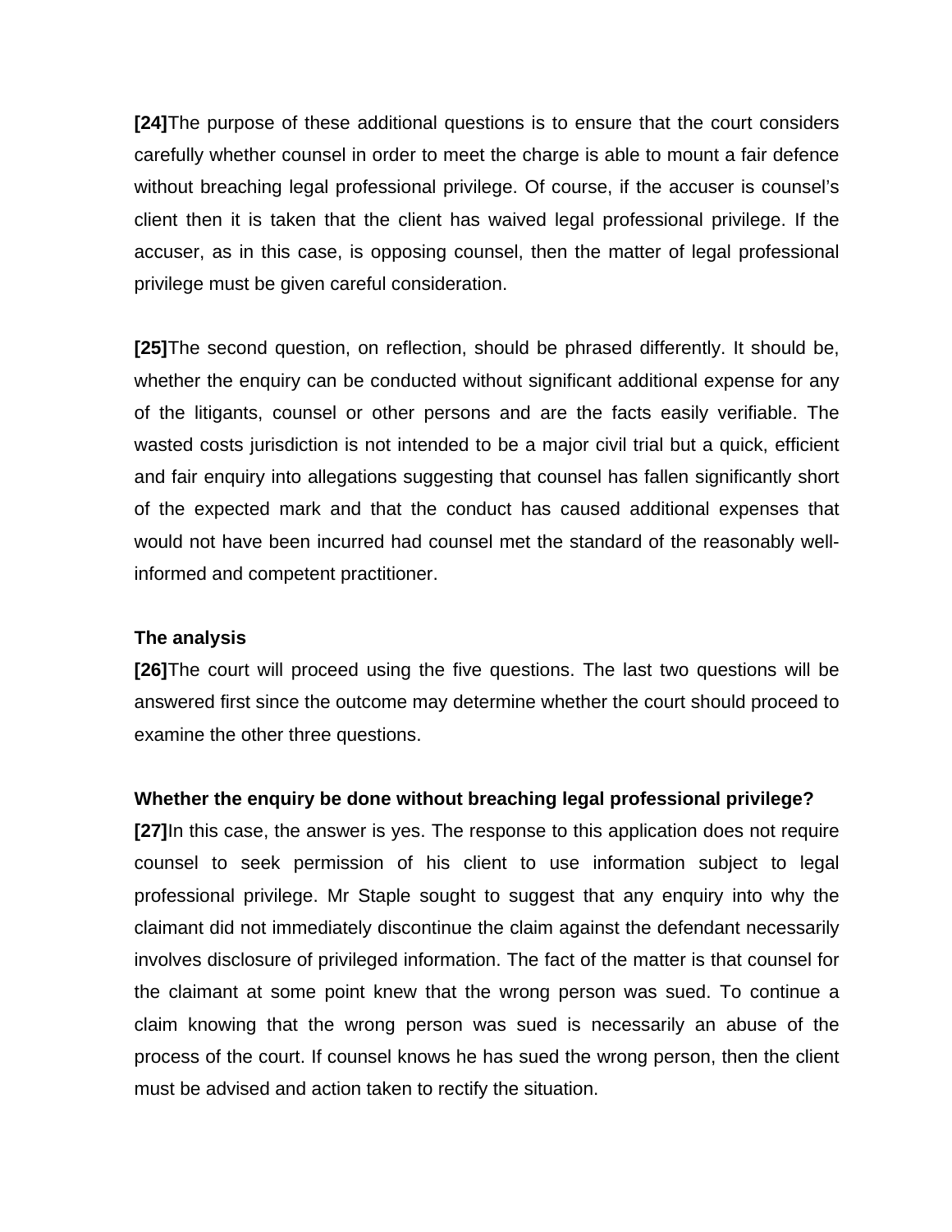**[24]**The purpose of these additional questions is to ensure that the court considers carefully whether counsel in order to meet the charge is able to mount a fair defence without breaching legal professional privilege. Of course, if the accuser is counsel's client then it is taken that the client has waived legal professional privilege. If the accuser, as in this case, is opposing counsel, then the matter of legal professional privilege must be given careful consideration.

**[25]**The second question, on reflection, should be phrased differently. It should be, whether the enquiry can be conducted without significant additional expense for any of the litigants, counsel or other persons and are the facts easily verifiable. The wasted costs jurisdiction is not intended to be a major civil trial but a quick, efficient and fair enquiry into allegations suggesting that counsel has fallen significantly short of the expected mark and that the conduct has caused additional expenses that would not have been incurred had counsel met the standard of the reasonably well-informed and competent practitioner.

**The analysis**

**[26]**The court will proceed using the five questions. The last two questions will be answered first since the outcome may determine whether the court should proceed to examine the other three questions.

**Whether the enquiry be done without breaching legal professional privilege?**

**[27]**In this case, the answer is yes. The response to this application does not require counsel to seek permission of his client to use information subject to legal professional privilege. Mr Staple sought to suggest that any enquiry into why the claimant did not immediately discontinue the claim against the defendant necessarily involves disclosure of privileged information. The fact of the matter is that counsel for the claimant at some point knew that the wrong person was sued. To continue a claim knowing that the wrong person was sued is necessarily an abuse of the process of the court. If counsel knows he has sued the wrong person, then the client must be advised and action taken to rectify the situation.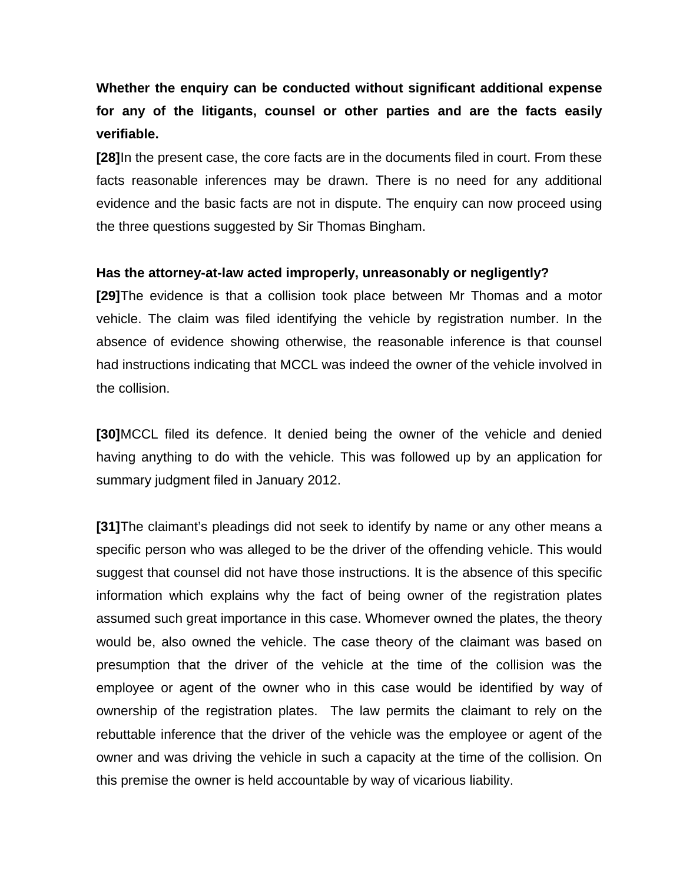**Whether the enquiry can be conducted without significant additional expense for any of the litigants, counsel or other parties and are the facts easily verifiable.**

**[28]**In the present case, the core facts are in the documents filed in court. From these facts reasonable inferences may be drawn. There is no need for any additional evidence and the basic facts are not in dispute. The enquiry can now proceed using the three questions suggested by Sir Thomas Bingham.

**Has the attorney-at-law acted improperly, unreasonably or negligently?**

**[29]**The evidence is that a collision took place between Mr Thomas and a motor vehicle. The claim was filed identifying the vehicle by registration number. In the absence of evidence showing otherwise, the reasonable inference is that counsel had instructions indicating that MCCL was indeed the owner of the vehicle involved in the collision.

**[30]**MCCL filed its defence. It denied being the owner of the vehicle and denied having anything to do with the vehicle. This was followed up by an application for summary judgment filed in January 2012.

**[31]**The claimant's pleadings did not seek to identify by name or any other means a specific person who was alleged to be the driver of the offending vehicle. This would suggest that counsel did not have those instructions. It is the absence of this specific information which explains why the fact of being owner of the registration plates assumed such great importance in this case. Whomever owned the plates, the theory would be, also owned the vehicle. The case theory of the claimant was based on presumption that the driver of the vehicle at the time of the collision was the employee or agent of the owner who in this case would be identified by way of ownership of the registration plates.  The law permits the claimant to rely on the rebuttable inference that the driver of the vehicle was the employee or agent of the owner and was driving the vehicle in such a capacity at the time of the collision. On this premise the owner is held accountable by way of vicarious liability.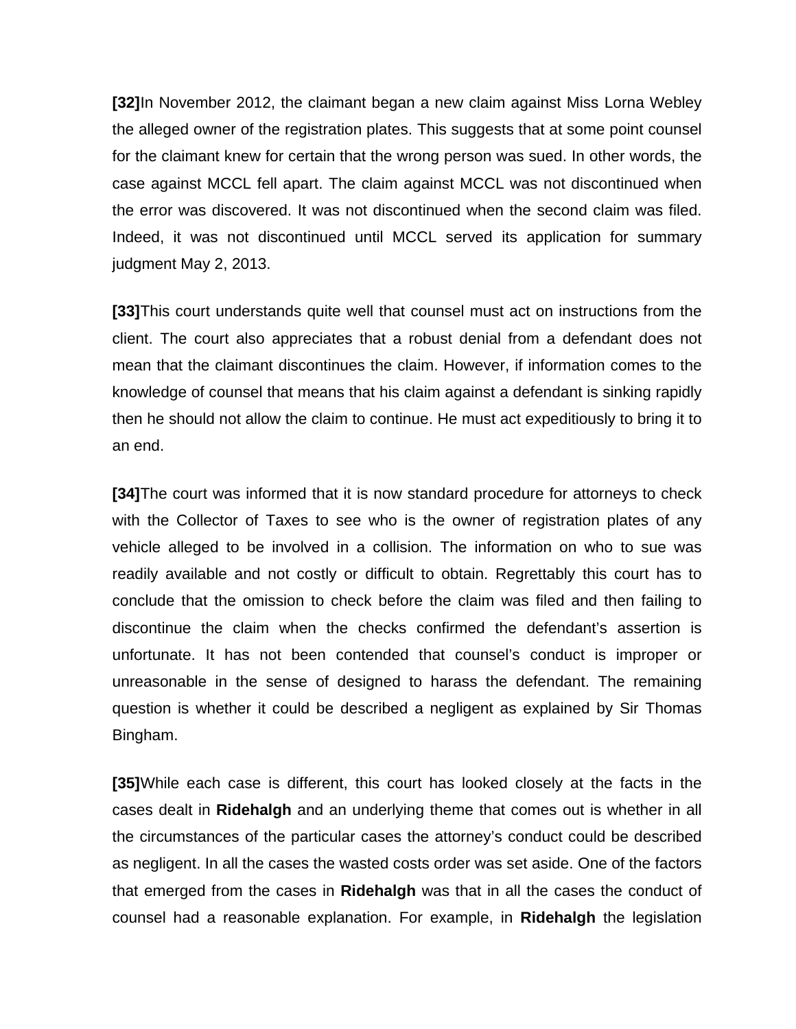**[32]**In November 2012, the claimant began a new claim against Miss Lorna Webley the alleged owner of the registration plates. This suggests that at some point counsel for the claimant knew for certain that the wrong person was sued. In other words, the case against MCCL fell apart. The claim against MCCL was not discontinued when the error was discovered. It was not discontinued when the second claim was filed. Indeed, it was not discontinued until MCCL served its application for summary judgment May 2, 2013.

**[33]**This court understands quite well that counsel must act on instructions from the client. The court also appreciates that a robust denial from a defendant does not mean that the claimant discontinues the claim. However, if information comes to the knowledge of counsel that means that his claim against a defendant is sinking rapidly then he should not allow the claim to continue. He must act expeditiously to bring it to an end.

**[34]**The court was informed that it is now standard procedure for attorneys to check with the Collector of Taxes to see who is the owner of registration plates of any vehicle alleged to be involved in a collision. The information on who to sue was readily available and not costly or difficult to obtain. Regrettably this court has to conclude that the omission to check before the claim was filed and then failing to discontinue the claim when the checks confirmed the defendant's assertion is unfortunate. It has not been contended that counsel's conduct is improper or unreasonable in the sense of designed to harass the defendant. The remaining question is whether it could be described a negligent as explained by Sir Thomas Bingham.

**[35]**While each case is different, this court has looked closely at the facts in the cases dealt in **Ridehalgh** and an underlying theme that comes out is whether in all the circumstances of the particular cases the attorney's conduct could be described as negligent. In all the cases the wasted costs order was set aside. One of the factors that emerged from the cases in **Ridehalgh** was that in all the cases the conduct of counsel had a reasonable explanation. For example, in **Ridehalgh** the legislation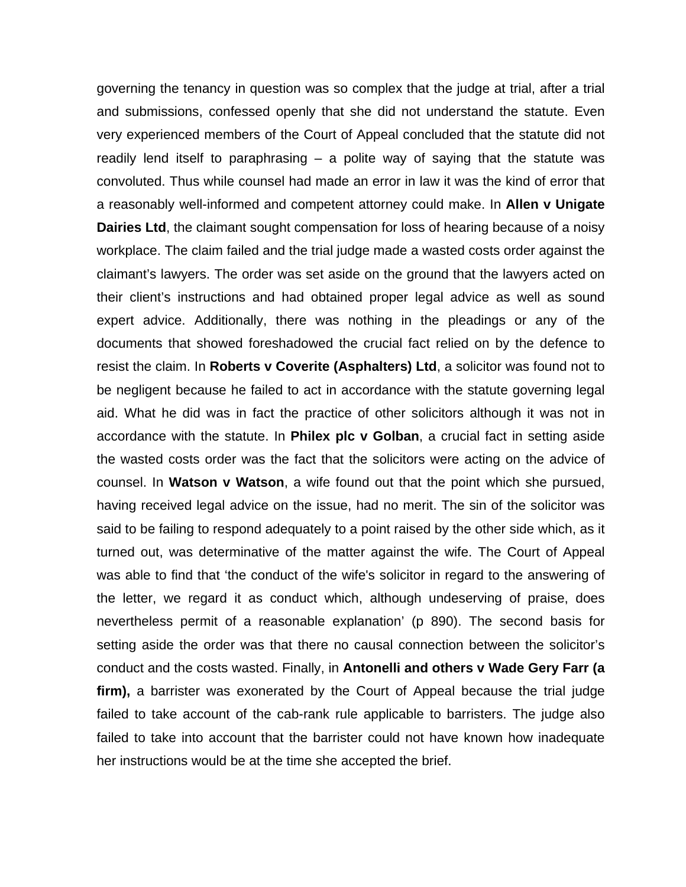governing the tenancy in question was so complex that the judge at trial, after a trial and submissions, confessed openly that she did not understand the statute. Even very experienced members of the Court of Appeal concluded that the statute did not readily lend itself to paraphrasing – a polite way of saying that the statute was convoluted. Thus while counsel had made an error in law it was the kind of error that a reasonably well-informed and competent attorney could make. In **Allen v Unigate Dairies Ltd**, the claimant sought compensation for loss of hearing because of a noisy workplace. The claim failed and the trial judge made a wasted costs order against the claimant's lawyers. The order was set aside on the ground that the lawyers acted on their client's instructions and had obtained proper legal advice as well as sound expert advice. Additionally, there was nothing in the pleadings or any of the documents that showed foreshadowed the crucial fact relied on by the defence to resist the claim. In **Roberts v Coverite (Asphalters) Ltd**, a solicitor was found not to be negligent because he failed to act in accordance with the statute governing legal aid. What he did was in fact the practice of other solicitors although it was not in accordance with the statute. In **Philex plc v Golban**, a crucial fact in setting aside the wasted costs order was the fact that the solicitors were acting on the advice of counsel. In **Watson v Watson**, a wife found out that the point which she pursued, having received legal advice on the issue, had no merit. The sin of the solicitor was said to be failing to respond adequately to a point raised by the other side which, as it turned out, was determinative of the matter against the wife. The Court of Appeal was able to find that 'the conduct of the wife's solicitor in regard to the answering of the letter, we regard it as conduct which, although undeserving of praise, does nevertheless permit of a reasonable explanation' (p 890). The second basis for setting aside the order was that there no causal connection between the solicitor's conduct and the costs wasted. Finally, in **Antonelli and others v Wade Gery Farr (a firm),** a barrister was exonerated by the Court of Appeal because the trial judge failed to take account of the cab-rank rule applicable to barristers. The judge also failed to take into account that the barrister could not have known how inadequate her instructions would be at the time she accepted the brief.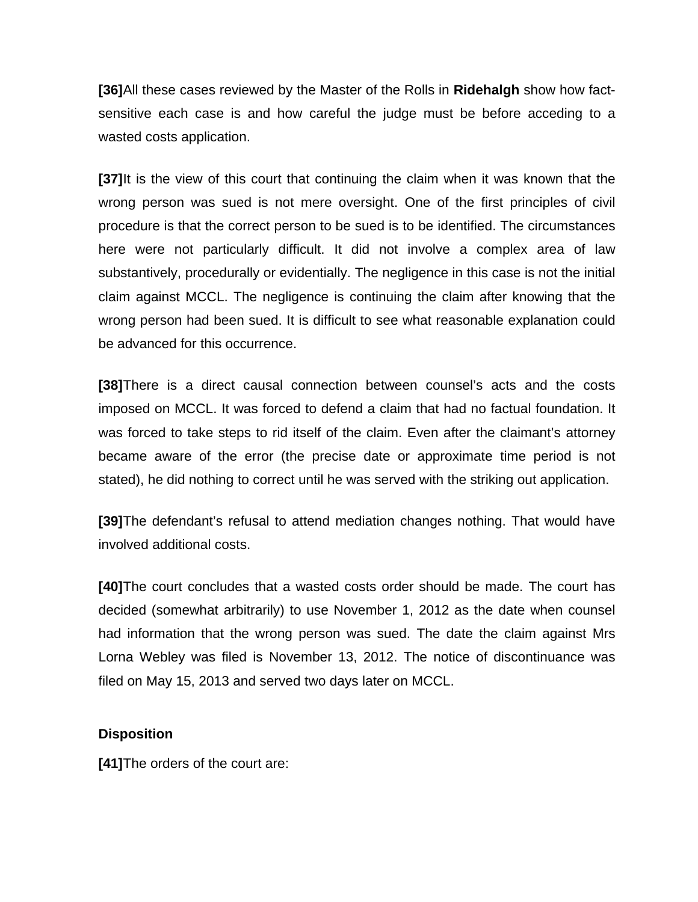**[36]**All these cases reviewed by the Master of the Rolls in **Ridehalgh** show how fact-sensitive each case is and how careful the judge must be before acceding to a wasted costs application.

**[37]**It is the view of this court that continuing the claim when it was known that the wrong person was sued is not mere oversight. One of the first principles of civil procedure is that the correct person to be sued is to be identified. The circumstances here were not particularly difficult. It did not involve a complex area of law substantively, procedurally or evidentially. The negligence in this case is not the initial claim against MCCL. The negligence is continuing the claim after knowing that the wrong person had been sued. It is difficult to see what reasonable explanation could be advanced for this occurrence.

**[38]**There is a direct causal connection between counsel's acts and the costs imposed on MCCL. It was forced to defend a claim that had no factual foundation. It was forced to take steps to rid itself of the claim. Even after the claimant's attorney became aware of the error (the precise date or approximate time period is not stated), he did nothing to correct until he was served with the striking out application.

**[39]**The defendant's refusal to attend mediation changes nothing. That would have involved additional costs.

**[40]**The court concludes that a wasted costs order should be made. The court has decided (somewhat arbitrarily) to use November 1, 2012 as the date when counsel had information that the wrong person was sued. The date the claim against Mrs Lorna Webley was filed is November 13, 2012. The notice of discontinuance was filed on May 15, 2013 and served two days later on MCCL.

**Disposition**

**[41]**The orders of the court are: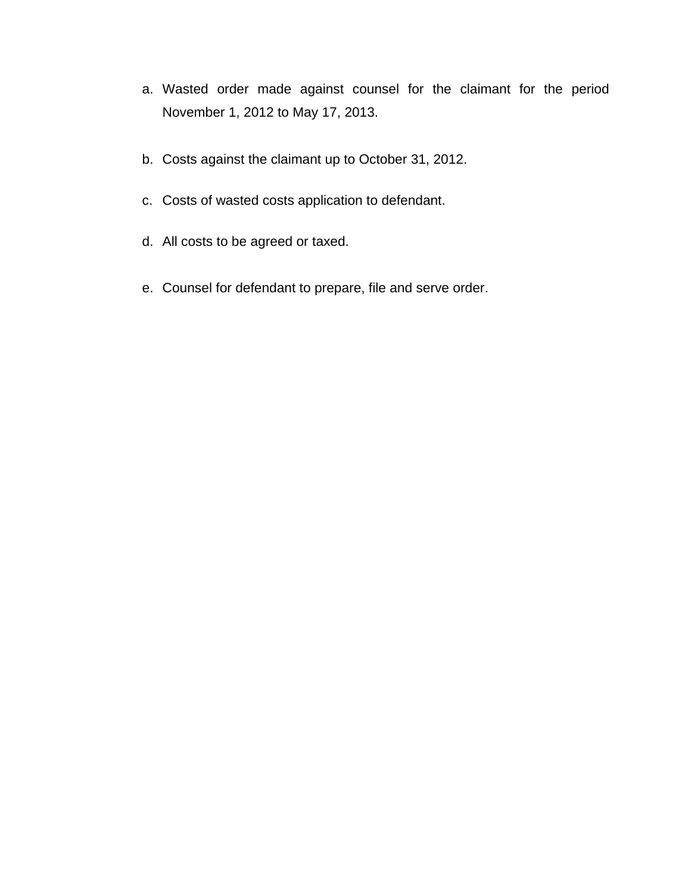a. Wasted order made against counsel for the claimant for the period November 1, 2012 to May 17, 2013.

b. Costs against the claimant up to October 31, 2012.

c. Costs of wasted costs application to defendant.

d. All costs to be agreed or taxed.

e. Counsel for defendant to prepare, file and serve order.